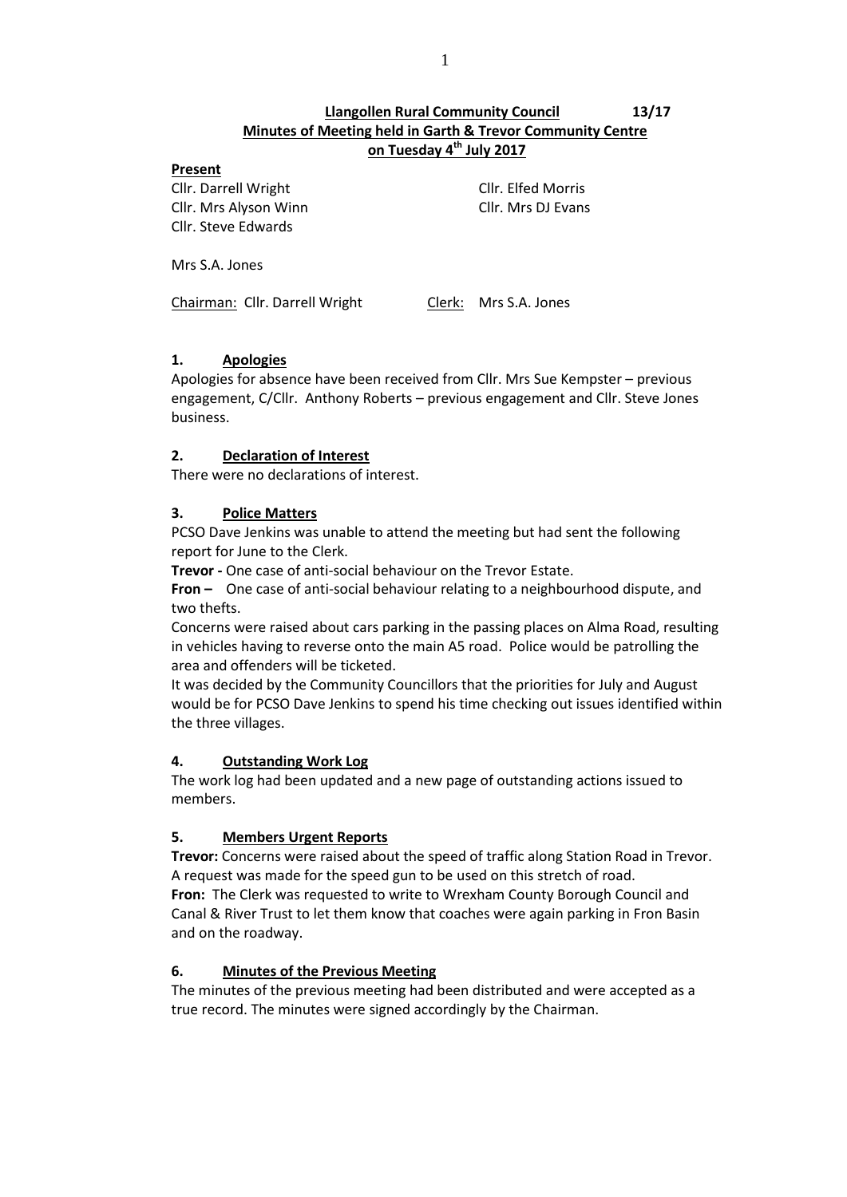**Llangollen Rural Community Council** **13/17**

**Minutes of Meeting held in Garth & Trevor Community Centre on Tuesday 4th July 2017**

**Present**

Cllr. Darrell Wright
Cllr. Mrs Alyson Winn
Cllr. Steve Edwards
Cllr. Elfed Morris
Cllr. Mrs DJ Evans

Mrs S.A. Jones

Chairman: Cllr. Darrell Wright      Clerk: Mrs S.A. Jones

## 1. Apologies

Apologies for absence have been received from Cllr. Mrs Sue Kempster – previous engagement, C/Cllr. Anthony Roberts – previous engagement and Cllr. Steve Jones business.

## 2. Declaration of Interest

There were no declarations of interest.

## 3. Police Matters

PCSO Dave Jenkins was unable to attend the meeting but had sent the following report for June to the Clerk.

**Trevor -** One case of anti-social behaviour on the Trevor Estate.

**Fron –** One case of anti-social behaviour relating to a neighbourhood dispute, and two thefts.

Concerns were raised about cars parking in the passing places on Alma Road, resulting in vehicles having to reverse onto the main A5 road. Police would be patrolling the area and offenders will be ticketed.

It was decided by the Community Councillors that the priorities for July and August would be for PCSO Dave Jenkins to spend his time checking out issues identified within the three villages.

## 4. Outstanding Work Log

The work log had been updated and a new page of outstanding actions issued to members.

## 5. Members Urgent Reports

**Trevor:** Concerns were raised about the speed of traffic along Station Road in Trevor. A request was made for the speed gun to be used on this stretch of road.

**Fron:** The Clerk was requested to write to Wrexham County Borough Council and Canal & River Trust to let them know that coaches were again parking in Fron Basin and on the roadway.

## 6. Minutes of the Previous Meeting

The minutes of the previous meeting had been distributed and were accepted as a true record. The minutes were signed accordingly by the Chairman.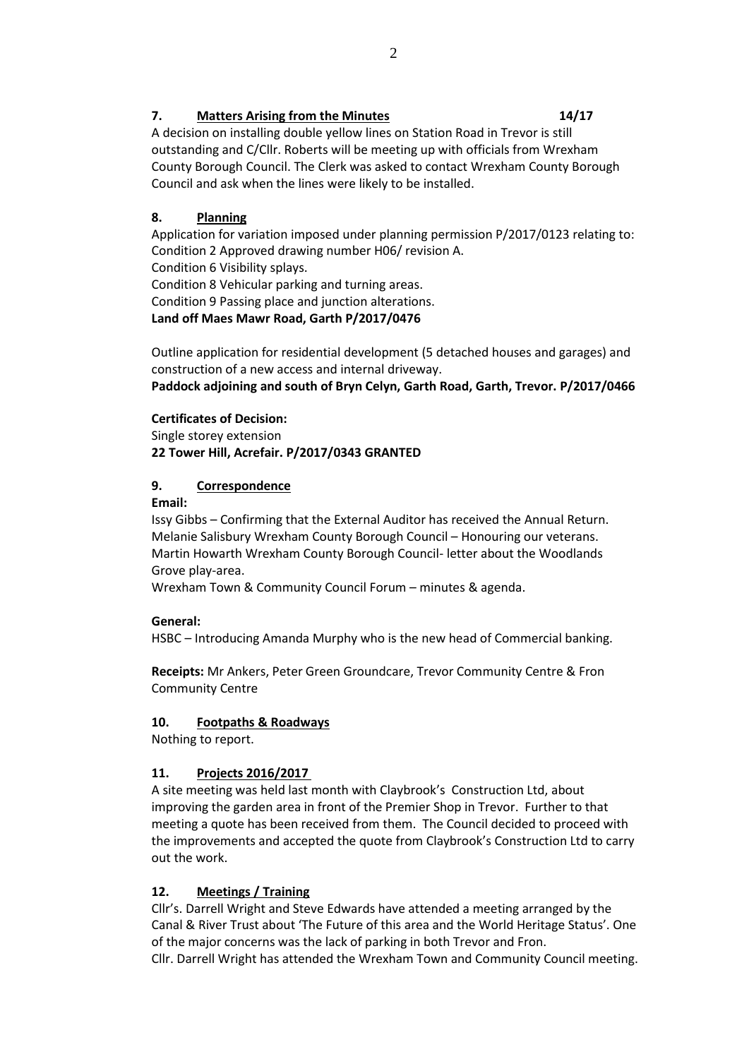## 7. Matters Arising from the Minutes 14/17

A decision on installing double yellow lines on Station Road in Trevor is still outstanding and C/Cllr. Roberts will be meeting up with officials from Wrexham County Borough Council. The Clerk was asked to contact Wrexham County Borough Council and ask when the lines were likely to be installed.

## 8. Planning

Application for variation imposed under planning permission P/2017/0123 relating to:
Condition 2 Approved drawing number H06/ revision A.
Condition 6 Visibility splays.
Condition 8 Vehicular parking and turning areas.
Condition 9 Passing place and junction alterations.
**Land off Maes Mawr Road, Garth P/2017/0476**

Outline application for residential development (5 detached houses and garages) and construction of a new access and internal driveway.
**Paddock adjoining and south of Bryn Celyn, Garth Road, Garth, Trevor. P/2017/0466**

**Certificates of Decision:**
Single storey extension
**22 Tower Hill, Acrefair. P/2017/0343 GRANTED**

## 9. Correspondence

**Email:**
Issy Gibbs – Confirming that the External Auditor has received the Annual Return.
Melanie Salisbury Wrexham County Borough Council – Honouring our veterans.
Martin Howarth Wrexham County Borough Council- letter about the Woodlands Grove play-area.
Wrexham Town & Community Council Forum – minutes & agenda.

**General:**
HSBC – Introducing Amanda Murphy who is the new head of Commercial banking.

**Receipts:** Mr Ankers, Peter Green Groundcare, Trevor Community Centre & Fron Community Centre

## 10. Footpaths & Roadways

Nothing to report.

## 11. Projects 2016/2017

A site meeting was held last month with Claybrook's Construction Ltd, about improving the garden area in front of the Premier Shop in Trevor. Further to that meeting a quote has been received from them. The Council decided to proceed with the improvements and accepted the quote from Claybrook's Construction Ltd to carry out the work.

## 12. Meetings / Training

Cllr's. Darrell Wright and Steve Edwards have attended a meeting arranged by the Canal & River Trust about 'The Future of this area and the World Heritage Status'. One of the major concerns was the lack of parking in both Trevor and Fron.
Cllr. Darrell Wright has attended the Wrexham Town and Community Council meeting.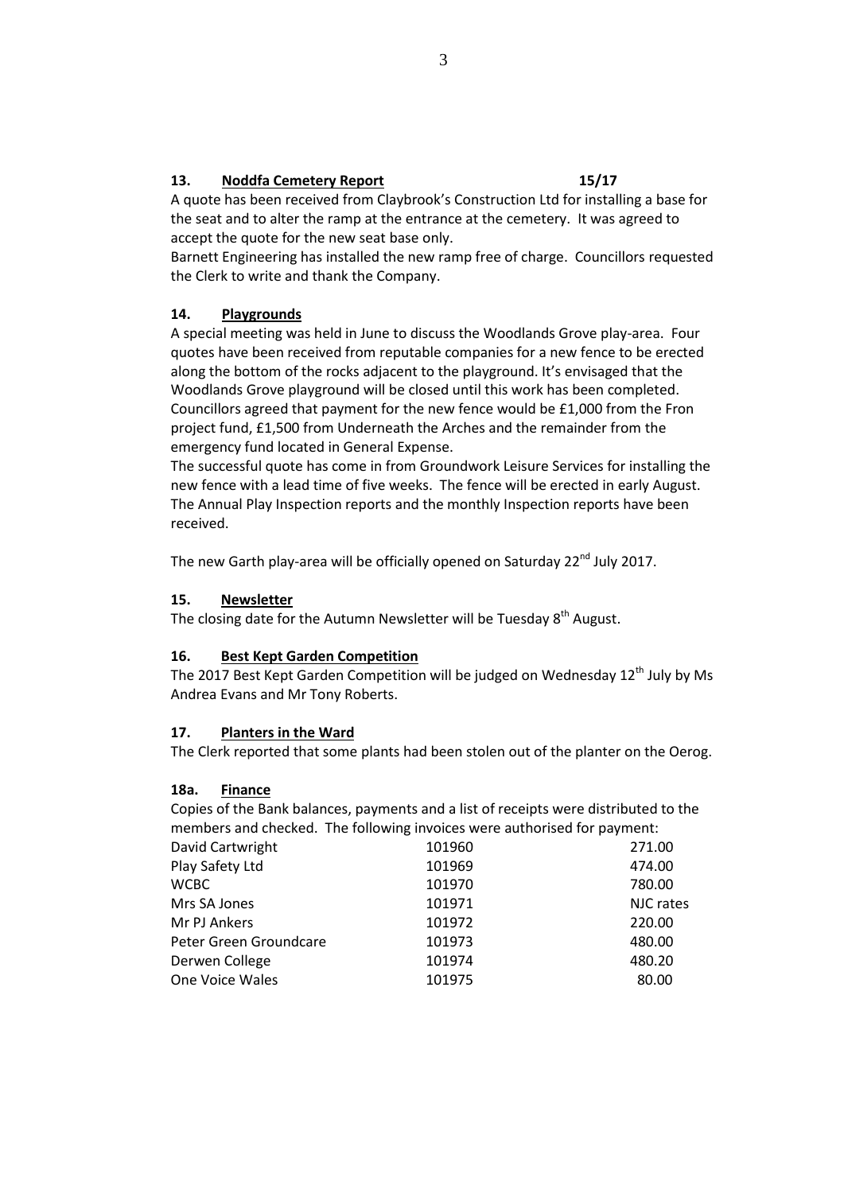**13. Noddfa Cemetery Report** **15/17**

A quote has been received from Claybrook's Construction Ltd for installing a base for the seat and to alter the ramp at the entrance at the cemetery. It was agreed to accept the quote for the new seat base only.

Barnett Engineering has installed the new ramp free of charge. Councillors requested the Clerk to write and thank the Company.

**14. Playgrounds**

A special meeting was held in June to discuss the Woodlands Grove play-area. Four quotes have been received from reputable companies for a new fence to be erected along the bottom of the rocks adjacent to the playground. It's envisaged that the Woodlands Grove playground will be closed until this work has been completed. Councillors agreed that payment for the new fence would be £1,000 from the Fron project fund, £1,500 from Underneath the Arches and the remainder from the emergency fund located in General Expense.

The successful quote has come in from Groundwork Leisure Services for installing the new fence with a lead time of five weeks. The fence will be erected in early August. The Annual Play Inspection reports and the monthly Inspection reports have been received.

The new Garth play-area will be officially opened on Saturday 22nd July 2017.

**15. Newsletter**

The closing date for the Autumn Newsletter will be Tuesday 8th August.

**16. Best Kept Garden Competition**

The 2017 Best Kept Garden Competition will be judged on Wednesday 12th July by Ms Andrea Evans and Mr Tony Roberts.

**17. Planters in the Ward**

The Clerk reported that some plants had been stolen out of the planter on the Oerog.

**18a. Finance**

Copies of the Bank balances, payments and a list of receipts were distributed to the members and checked. The following invoices were authorised for payment:

| | | |
|---|---|---|
| David Cartwright | 101960 | 271.00 |
| Play Safety Ltd | 101969 | 474.00 |
| WCBC | 101970 | 780.00 |
| Mrs SA Jones | 101971 | NJC rates |
| Mr PJ Ankers | 101972 | 220.00 |
| Peter Green Groundcare | 101973 | 480.00 |
| Derwen College | 101974 | 480.20 |
| One Voice Wales | 101975 | 80.00 |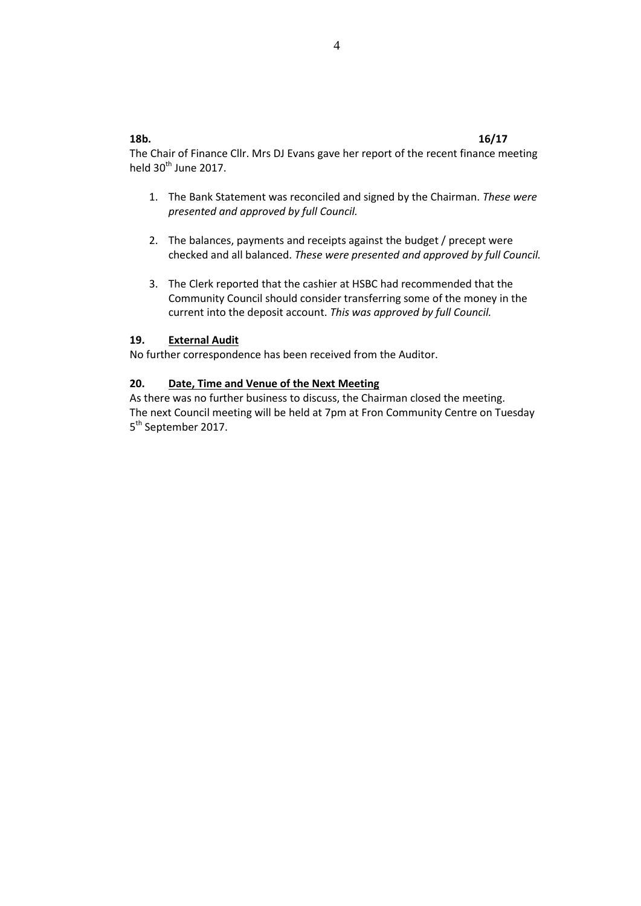**18b.** **16/17**

The Chair of Finance Cllr. Mrs DJ Evans gave her report of the recent finance meeting held 30th June 2017.

1. The Bank Statement was reconciled and signed by the Chairman. *These were presented and approved by full Council.*

2. The balances, payments and receipts against the budget / precept were checked and all balanced. *These were presented and approved by full Council.*

3. The Clerk reported that the cashier at HSBC had recommended that the Community Council should consider transferring some of the money in the current into the deposit account. *This was approved by full Council.*

## 19. External Audit

No further correspondence has been received from the Auditor.

## 20. Date, Time and Venue of the Next Meeting

As there was no further business to discuss, the Chairman closed the meeting.
The next Council meeting will be held at 7pm at Fron Community Centre on Tuesday 5th September 2017.